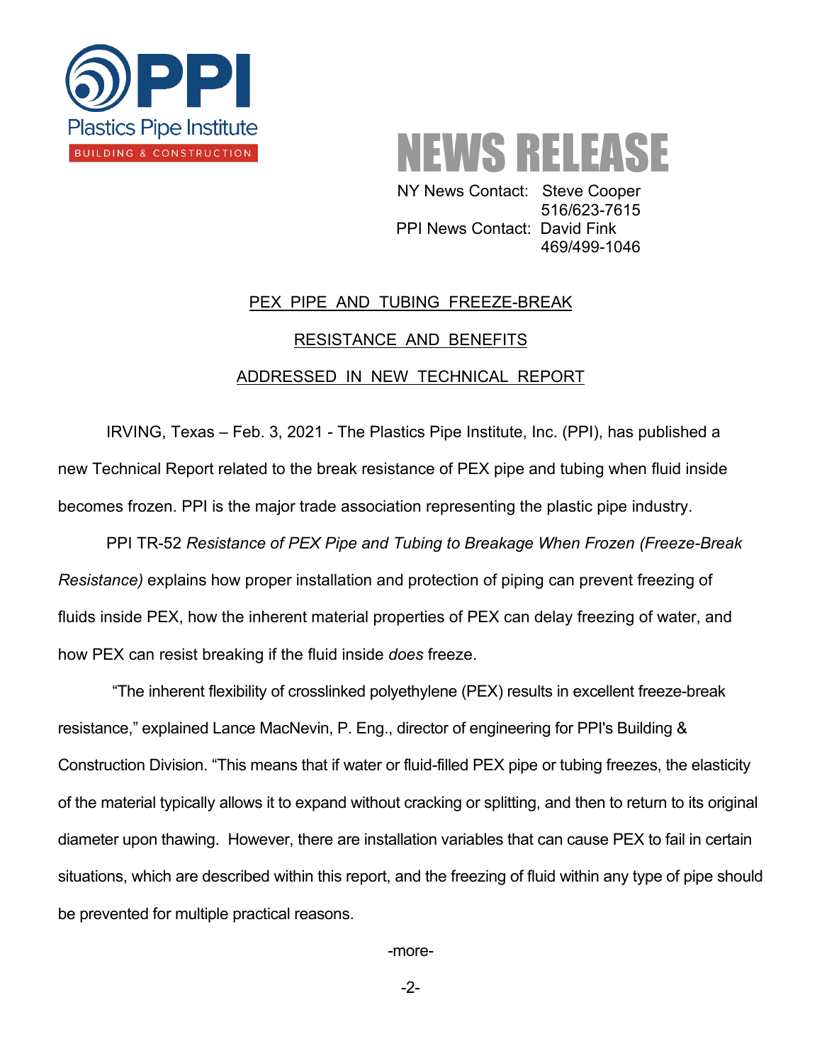Plastics Pipe Institute

BUILDING & CONSTRUCTION

# NEWS RELEASE

NY News Contact: Steve Cooper
516/623-7615
PPI News Contact: David Fink
469/499-1046

## PEX PIPE AND TUBING FREEZE-BREAK RESISTANCE AND BENEFITS ADDRESSED IN NEW TECHNICAL REPORT

IRVING, Texas – Feb. 3, 2021 - The Plastics Pipe Institute, Inc. (PPI), has published a new Technical Report related to the break resistance of PEX pipe and tubing when fluid inside becomes frozen. PPI is the major trade association representing the plastic pipe industry.

PPI TR-52 *Resistance of PEX Pipe and Tubing to Breakage When Frozen (Freeze-Break Resistance)* explains how proper installation and protection of piping can prevent freezing of fluids inside PEX, how the inherent material properties of PEX can delay freezing of water, and how PEX can resist breaking if the fluid inside *does* freeze.

"The inherent flexibility of crosslinked polyethylene (PEX) results in excellent freeze-break resistance," explained Lance MacNevin, P. Eng., director of engineering for PPI's Building & Construction Division. "This means that if water or fluid-filled PEX pipe or tubing freezes, the elasticity of the material typically allows it to expand without cracking or splitting, and then to return to its original diameter upon thawing. However, there are installation variables that can cause PEX to fail in certain situations, which are described within this report, and the freezing of fluid within any type of pipe should be prevented for multiple practical reasons.

-more-

-2-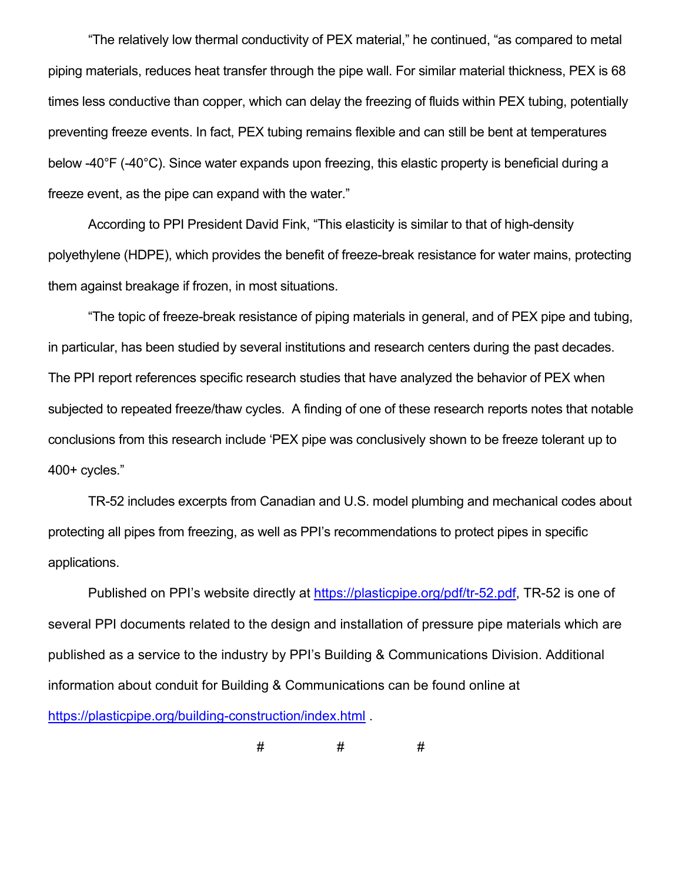“The relatively low thermal conductivity of PEX material,” he continued, “as compared to metal piping materials, reduces heat transfer through the pipe wall. For similar material thickness, PEX is 68 times less conductive than copper, which can delay the freezing of fluids within PEX tubing, potentially preventing freeze events. In fact, PEX tubing remains flexible and can still be bent at temperatures below -40°F (-40°C). Since water expands upon freezing, this elastic property is beneficial during a freeze event, as the pipe can expand with the water.”

According to PPI President David Fink, “This elasticity is similar to that of high-density polyethylene (HDPE), which provides the benefit of freeze-break resistance for water mains, protecting them against breakage if frozen, in most situations.

“The topic of freeze-break resistance of piping materials in general, and of PEX pipe and tubing, in particular, has been studied by several institutions and research centers during the past decades. The PPI report references specific research studies that have analyzed the behavior of PEX when subjected to repeated freeze/thaw cycles. A finding of one of these research reports notes that notable conclusions from this research include ‘PEX pipe was conclusively shown to be freeze tolerant up to 400+ cycles.”

TR-52 includes excerpts from Canadian and U.S. model plumbing and mechanical codes about protecting all pipes from freezing, as well as PPI’s recommendations to protect pipes in specific applications.

Published on PPI’s website directly at https://plasticpipe.org/pdf/tr-52.pdf, TR-52 is one of several PPI documents related to the design and installation of pressure pipe materials which are published as a service to the industry by PPI’s Building & Communications Division. Additional information about conduit for Building & Communications can be found online at https://plasticpipe.org/building-construction/index.html .

# # #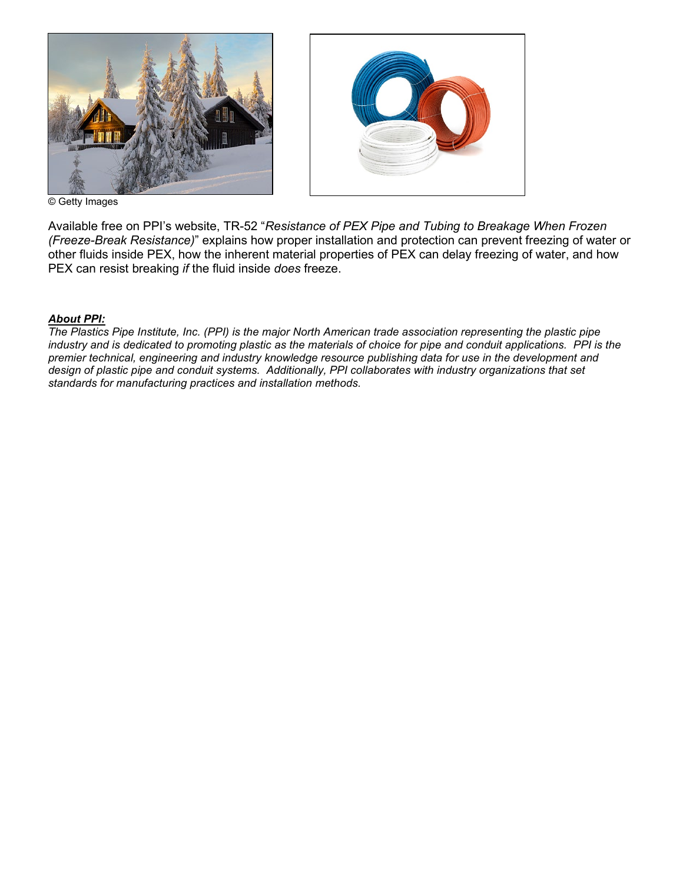© Getty Images

Available free on PPI's website, TR-52 "*Resistance of PEX Pipe and Tubing to Breakage When Frozen (Freeze-Break Resistance)*" explains how proper installation and protection can prevent freezing of water or other fluids inside PEX, how the inherent material properties of PEX can delay freezing of water, and how PEX can resist breaking *if* the fluid inside *does* freeze.

***About PPI:***

*The Plastics Pipe Institute, Inc. (PPI) is the major North American trade association representing the plastic pipe industry and is dedicated to promoting plastic as the materials of choice for pipe and conduit applications. PPI is the premier technical, engineering and industry knowledge resource publishing data for use in the development and design of plastic pipe and conduit systems. Additionally, PPI collaborates with industry organizations that set standards for manufacturing practices and installation methods.*